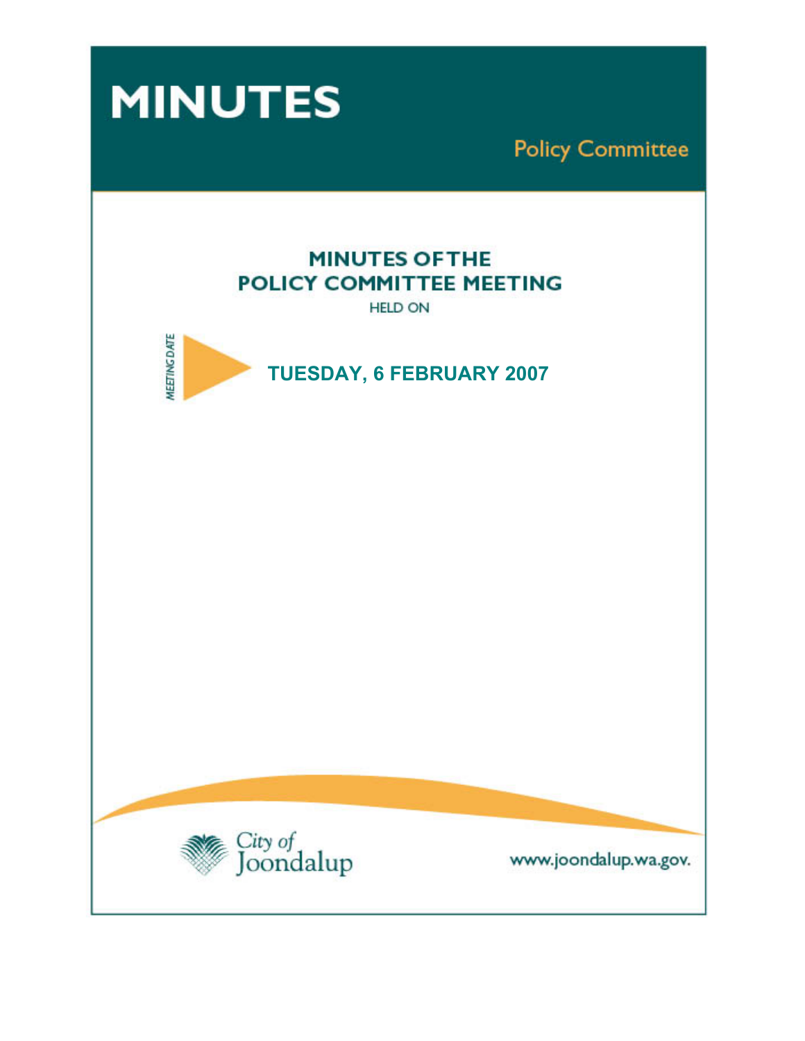# MINUTES

Policy Committee

## MINUTES OF THE POLICY COMMITTEE MEETING

HELD ON

MEETING DATE

**TUESDAY, 6 FEBRUARY 2007**

City of Joondalup

www.joondalup.wa.gov.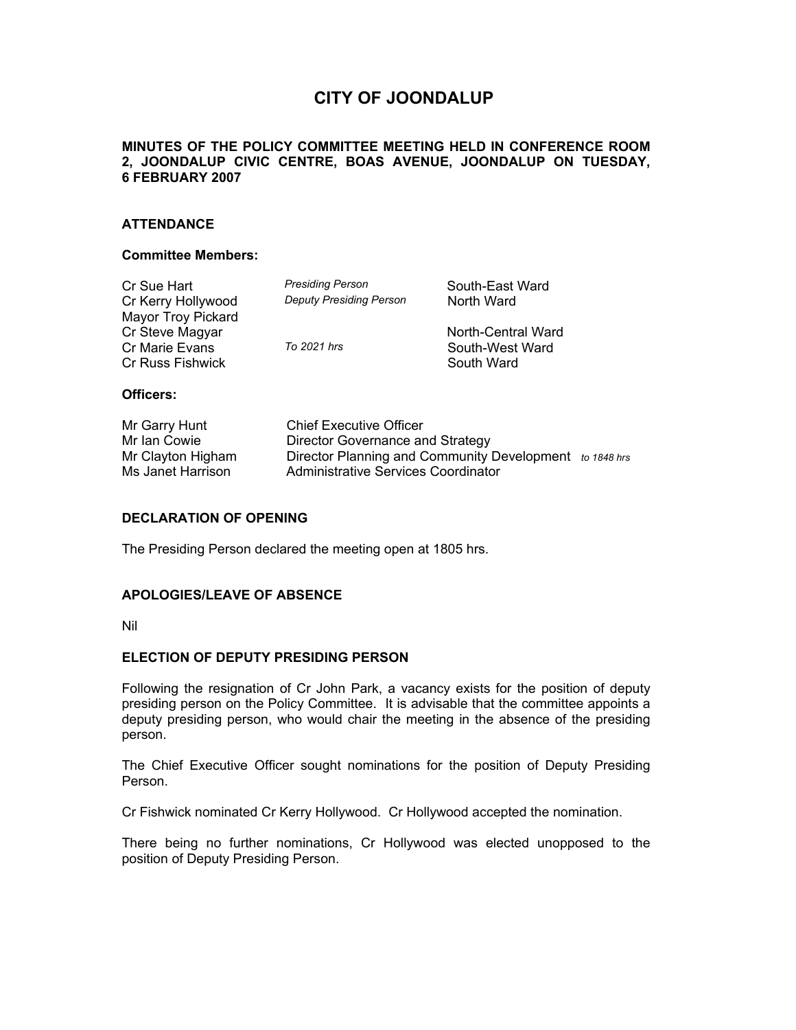# CITY OF JOONDALUP

**MINUTES OF THE POLICY COMMITTEE MEETING HELD IN CONFERENCE ROOM 2, JOONDALUP CIVIC CENTRE, BOAS AVENUE, JOONDALUP ON TUESDAY, 6 FEBRUARY 2007**

## ATTENDANCE

### Committee Members:

| | | |
|---|---|---|
| Cr Sue Hart | *Presiding Person* | South-East Ward |
| Cr Kerry Hollywood | *Deputy Presiding Person* | North Ward |
| Mayor Troy Pickard | | |
| Cr Steve Magyar | | North-Central Ward |
| Cr Marie Evans | *To 2021 hrs* | South-West Ward |
| Cr Russ Fishwick | | South Ward |

### Officers:

| | |
|---|---|
| Mr Garry Hunt | Chief Executive Officer |
| Mr Ian Cowie | Director Governance and Strategy |
| Mr Clayton Higham | Director Planning and Community Development *to 1848 hrs* |
| Ms Janet Harrison | Administrative Services Coordinator |

## DECLARATION OF OPENING

The Presiding Person declared the meeting open at 1805 hrs.

## APOLOGIES/LEAVE OF ABSENCE

Nil

## ELECTION OF DEPUTY PRESIDING PERSON

Following the resignation of Cr John Park, a vacancy exists for the position of deputy presiding person on the Policy Committee. It is advisable that the committee appoints a deputy presiding person, who would chair the meeting in the absence of the presiding person.

The Chief Executive Officer sought nominations for the position of Deputy Presiding Person.

Cr Fishwick nominated Cr Kerry Hollywood. Cr Hollywood accepted the nomination.

There being no further nominations, Cr Hollywood was elected unopposed to the position of Deputy Presiding Person.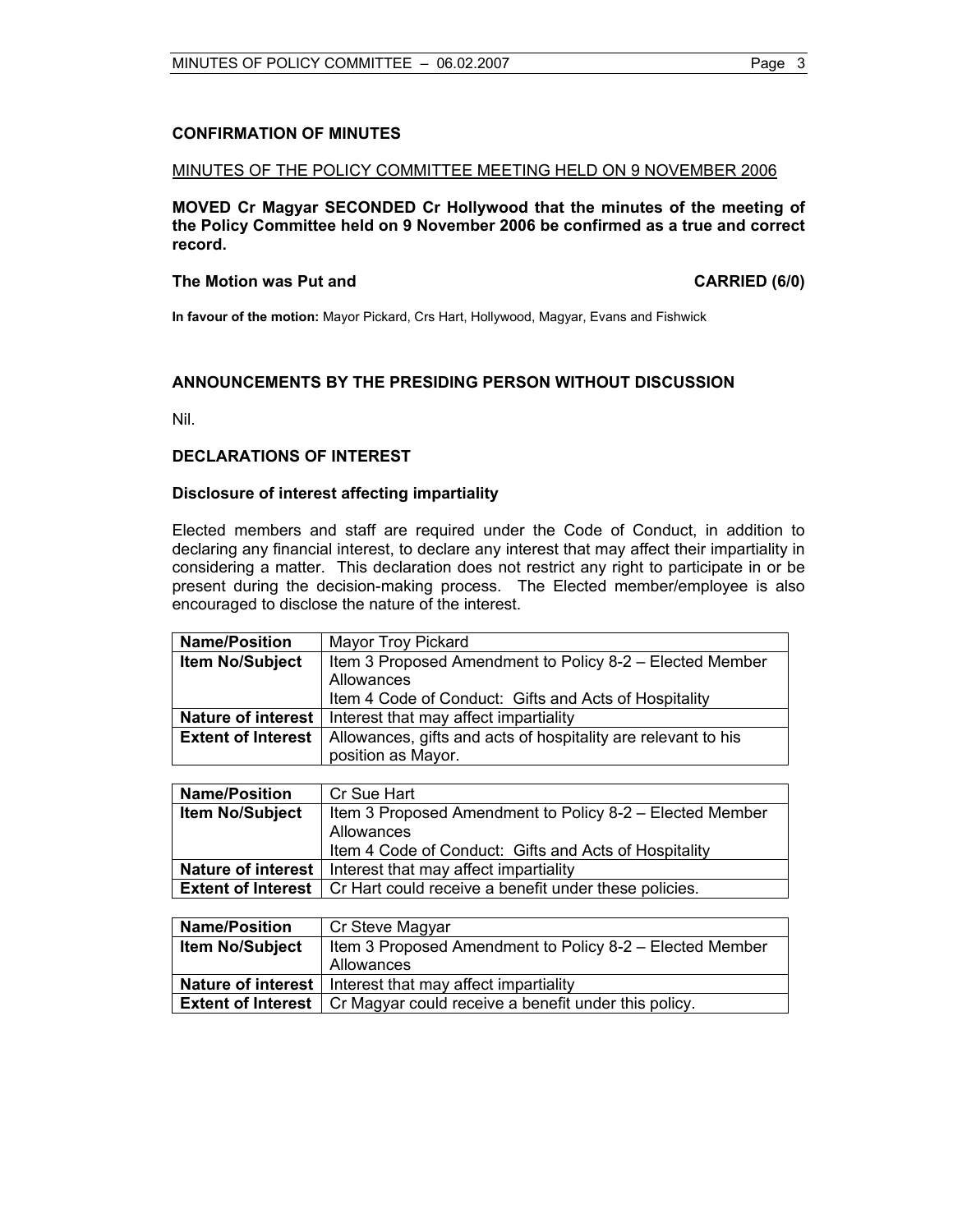## CONFIRMATION OF MINUTES

MINUTES OF THE POLICY COMMITTEE MEETING HELD ON 9 NOVEMBER 2006

**MOVED Cr Magyar SECONDED Cr Hollywood that the minutes of the meeting of the Policy Committee held on 9 November 2006 be confirmed as a true and correct record.**

**The Motion was Put and CARRIED (6/0)**

**In favour of the motion:** Mayor Pickard, Crs Hart, Hollywood, Magyar, Evans and Fishwick

## ANNOUNCEMENTS BY THE PRESIDING PERSON WITHOUT DISCUSSION

Nil.

## DECLARATIONS OF INTEREST

### Disclosure of interest affecting impartiality

Elected members and staff are required under the Code of Conduct, in addition to declaring any financial interest, to declare any interest that may affect their impartiality in considering a matter. This declaration does not restrict any right to participate in or be present during the decision-making process. The Elected member/employee is also encouraged to disclose the nature of the interest.

| **Name/Position** | Mayor Troy Pickard |
|---|---|
| **Item No/Subject** | Item 3 Proposed Amendment to Policy 8-2 – Elected Member Allowances<br>Item 4 Code of Conduct: Gifts and Acts of Hospitality |
| **Nature of interest** | Interest that may affect impartiality |
| **Extent of Interest** | Allowances, gifts and acts of hospitality are relevant to his position as Mayor. |

| **Name/Position** | Cr Sue Hart |
|---|---|
| **Item No/Subject** | Item 3 Proposed Amendment to Policy 8-2 – Elected Member Allowances<br>Item 4 Code of Conduct: Gifts and Acts of Hospitality |
| **Nature of interest** | Interest that may affect impartiality |
| **Extent of Interest** | Cr Hart could receive a benefit under these policies. |

| **Name/Position** | Cr Steve Magyar |
|---|---|
| **Item No/Subject** | Item 3 Proposed Amendment to Policy 8-2 – Elected Member Allowances |
| **Nature of interest** | Interest that may affect impartiality |
| **Extent of Interest** | Cr Magyar could receive a benefit under this policy. |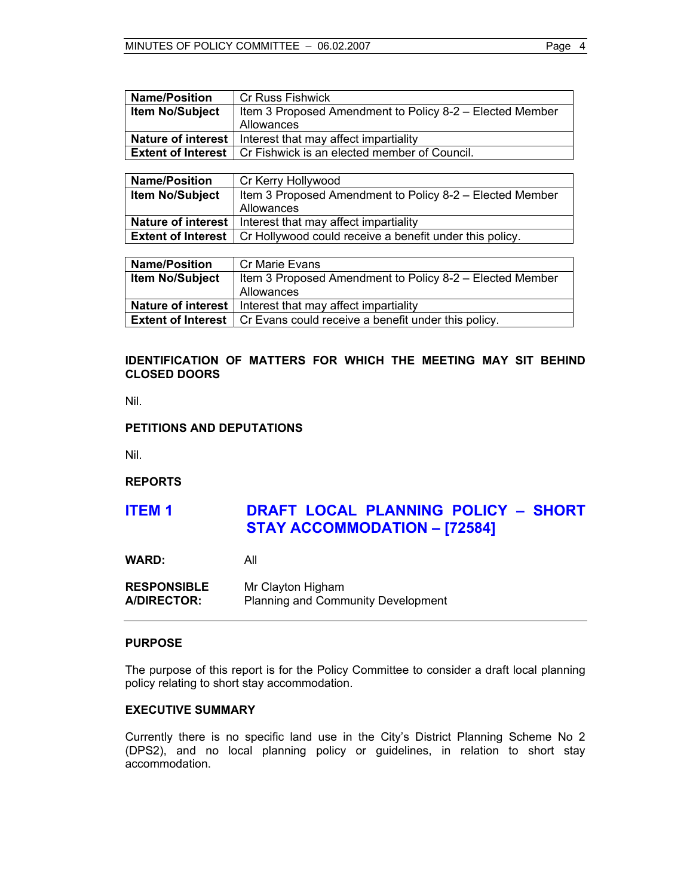| **Name/Position** | Cr Russ Fishwick |
|---|---|
| **Item No/Subject** | Item 3 Proposed Amendment to Policy 8-2 – Elected Member Allowances |
| **Nature of interest** | Interest that may affect impartiality |
| **Extent of Interest** | Cr Fishwick is an elected member of Council. |

| **Name/Position** | Cr Kerry Hollywood |
|---|---|
| **Item No/Subject** | Item 3 Proposed Amendment to Policy 8-2 – Elected Member Allowances |
| **Nature of interest** | Interest that may affect impartiality |
| **Extent of Interest** | Cr Hollywood could receive a benefit under this policy. |

| **Name/Position** | Cr Marie Evans |
|---|---|
| **Item No/Subject** | Item 3 Proposed Amendment to Policy 8-2 – Elected Member Allowances |
| **Nature of interest** | Interest that may affect impartiality |
| **Extent of Interest** | Cr Evans could receive a benefit under this policy. |

**IDENTIFICATION OF MATTERS FOR WHICH THE MEETING MAY SIT BEHIND CLOSED DOORS**

Nil.

**PETITIONS AND DEPUTATIONS**

Nil.

**REPORTS**

## ITEM 1 DRAFT LOCAL PLANNING POLICY – SHORT STAY ACCOMMODATION – [72584]

**WARD:** All

**RESPONSIBLE A/DIRECTOR:** Mr Clayton Higham
Planning and Community Development

---

**PURPOSE**

The purpose of this report is for the Policy Committee to consider a draft local planning policy relating to short stay accommodation.

**EXECUTIVE SUMMARY**

Currently there is no specific land use in the City's District Planning Scheme No 2 (DPS2), and no local planning policy or guidelines, in relation to short stay accommodation.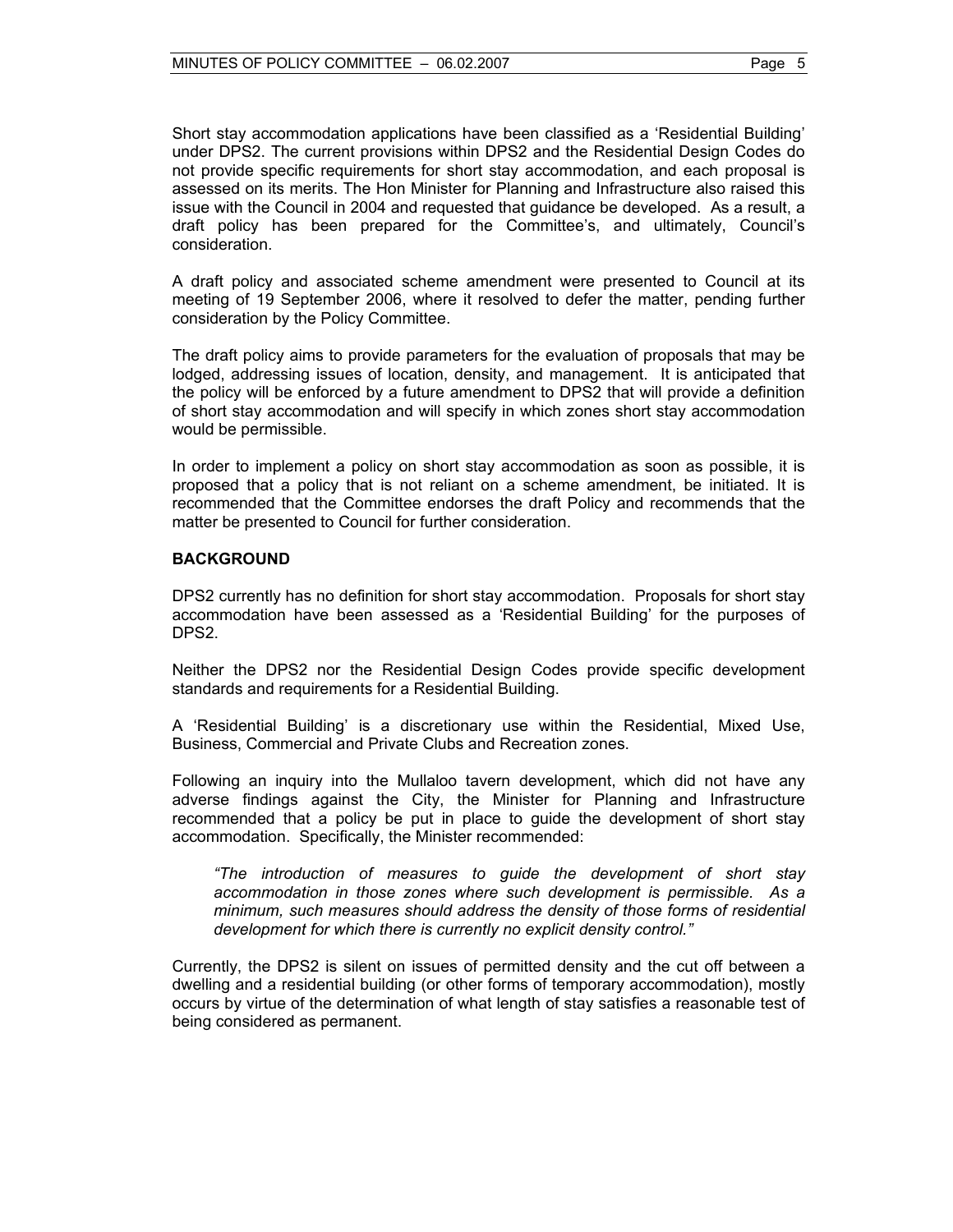Short stay accommodation applications have been classified as a 'Residential Building' under DPS2. The current provisions within DPS2 and the Residential Design Codes do not provide specific requirements for short stay accommodation, and each proposal is assessed on its merits. The Hon Minister for Planning and Infrastructure also raised this issue with the Council in 2004 and requested that guidance be developed. As a result, a draft policy has been prepared for the Committee's, and ultimately, Council's consideration.

A draft policy and associated scheme amendment were presented to Council at its meeting of 19 September 2006, where it resolved to defer the matter, pending further consideration by the Policy Committee.

The draft policy aims to provide parameters for the evaluation of proposals that may be lodged, addressing issues of location, density, and management. It is anticipated that the policy will be enforced by a future amendment to DPS2 that will provide a definition of short stay accommodation and will specify in which zones short stay accommodation would be permissible.

In order to implement a policy on short stay accommodation as soon as possible, it is proposed that a policy that is not reliant on a scheme amendment, be initiated. It is recommended that the Committee endorses the draft Policy and recommends that the matter be presented to Council for further consideration.

**BACKGROUND**

DPS2 currently has no definition for short stay accommodation. Proposals for short stay accommodation have been assessed as a 'Residential Building' for the purposes of DPS2.

Neither the DPS2 nor the Residential Design Codes provide specific development standards and requirements for a Residential Building.

A 'Residential Building' is a discretionary use within the Residential, Mixed Use, Business, Commercial and Private Clubs and Recreation zones.

Following an inquiry into the Mullaloo tavern development, which did not have any adverse findings against the City, the Minister for Planning and Infrastructure recommended that a policy be put in place to guide the development of short stay accommodation. Specifically, the Minister recommended:

> *"The introduction of measures to guide the development of short stay accommodation in those zones where such development is permissible. As a minimum, such measures should address the density of those forms of residential development for which there is currently no explicit density control."*

Currently, the DPS2 is silent on issues of permitted density and the cut off between a dwelling and a residential building (or other forms of temporary accommodation), mostly occurs by virtue of the determination of what length of stay satisfies a reasonable test of being considered as permanent.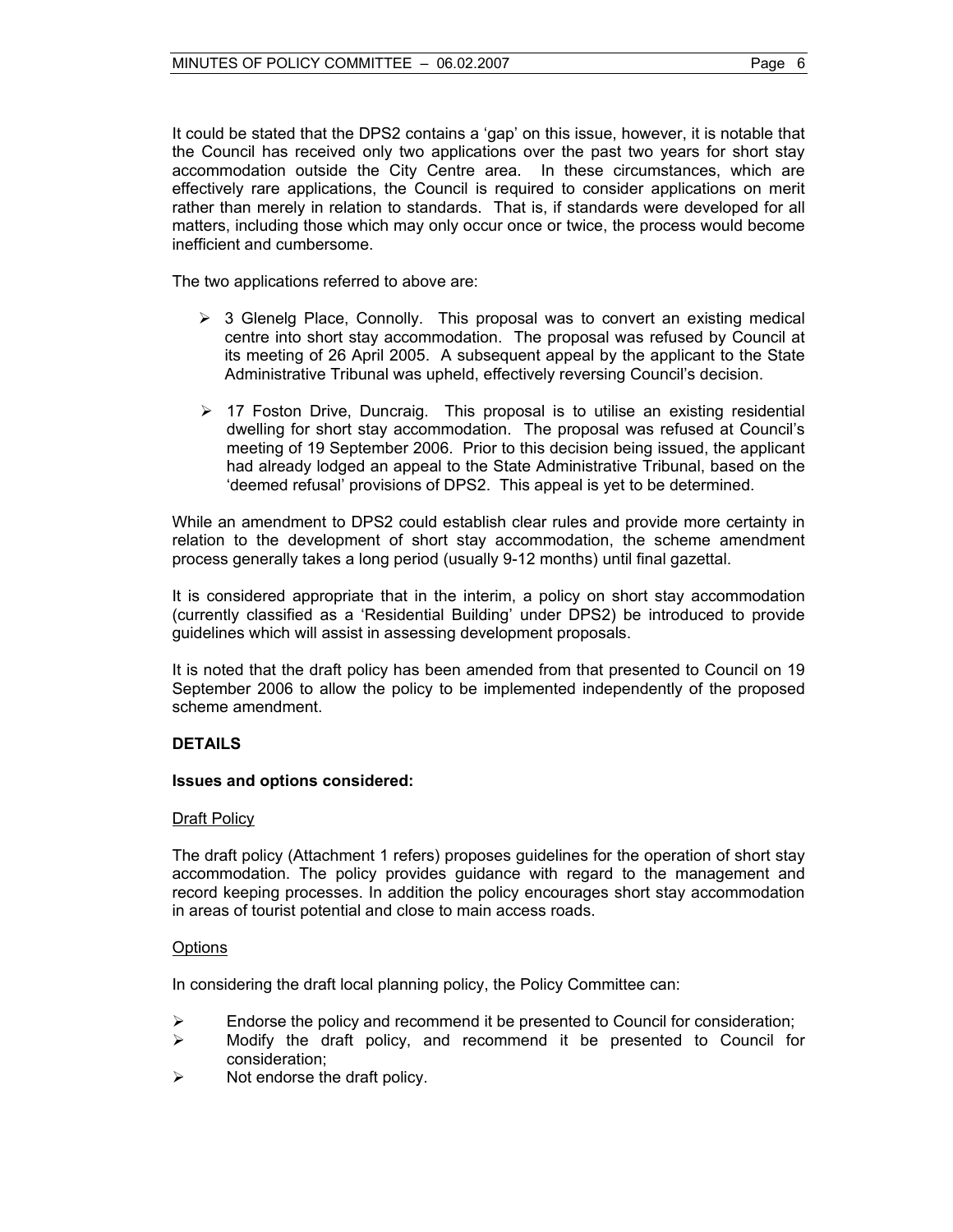It could be stated that the DPS2 contains a 'gap' on this issue, however, it is notable that the Council has received only two applications over the past two years for short stay accommodation outside the City Centre area. In these circumstances, which are effectively rare applications, the Council is required to consider applications on merit rather than merely in relation to standards. That is, if standards were developed for all matters, including those which may only occur once or twice, the process would become inefficient and cumbersome.

The two applications referred to above are:

- 3 Glenelg Place, Connolly. This proposal was to convert an existing medical centre into short stay accommodation. The proposal was refused by Council at its meeting of 26 April 2005. A subsequent appeal by the applicant to the State Administrative Tribunal was upheld, effectively reversing Council's decision.

- 17 Foston Drive, Duncraig. This proposal is to utilise an existing residential dwelling for short stay accommodation. The proposal was refused at Council's meeting of 19 September 2006. Prior to this decision being issued, the applicant had already lodged an appeal to the State Administrative Tribunal, based on the 'deemed refusal' provisions of DPS2. This appeal is yet to be determined.

While an amendment to DPS2 could establish clear rules and provide more certainty in relation to the development of short stay accommodation, the scheme amendment process generally takes a long period (usually 9-12 months) until final gazettal.

It is considered appropriate that in the interim, a policy on short stay accommodation (currently classified as a 'Residential Building' under DPS2) be introduced to provide guidelines which will assist in assessing development proposals.

It is noted that the draft policy has been amended from that presented to Council on 19 September 2006 to allow the policy to be implemented independently of the proposed scheme amendment.

**DETAILS**

**Issues and options considered:**

Draft Policy

The draft policy (Attachment 1 refers) proposes guidelines for the operation of short stay accommodation. The policy provides guidance with regard to the management and record keeping processes. In addition the policy encourages short stay accommodation in areas of tourist potential and close to main access roads.

Options

In considering the draft local planning policy, the Policy Committee can:

- Endorse the policy and recommend it be presented to Council for consideration;
- Modify the draft policy, and recommend it be presented to Council for consideration;
- Not endorse the draft policy.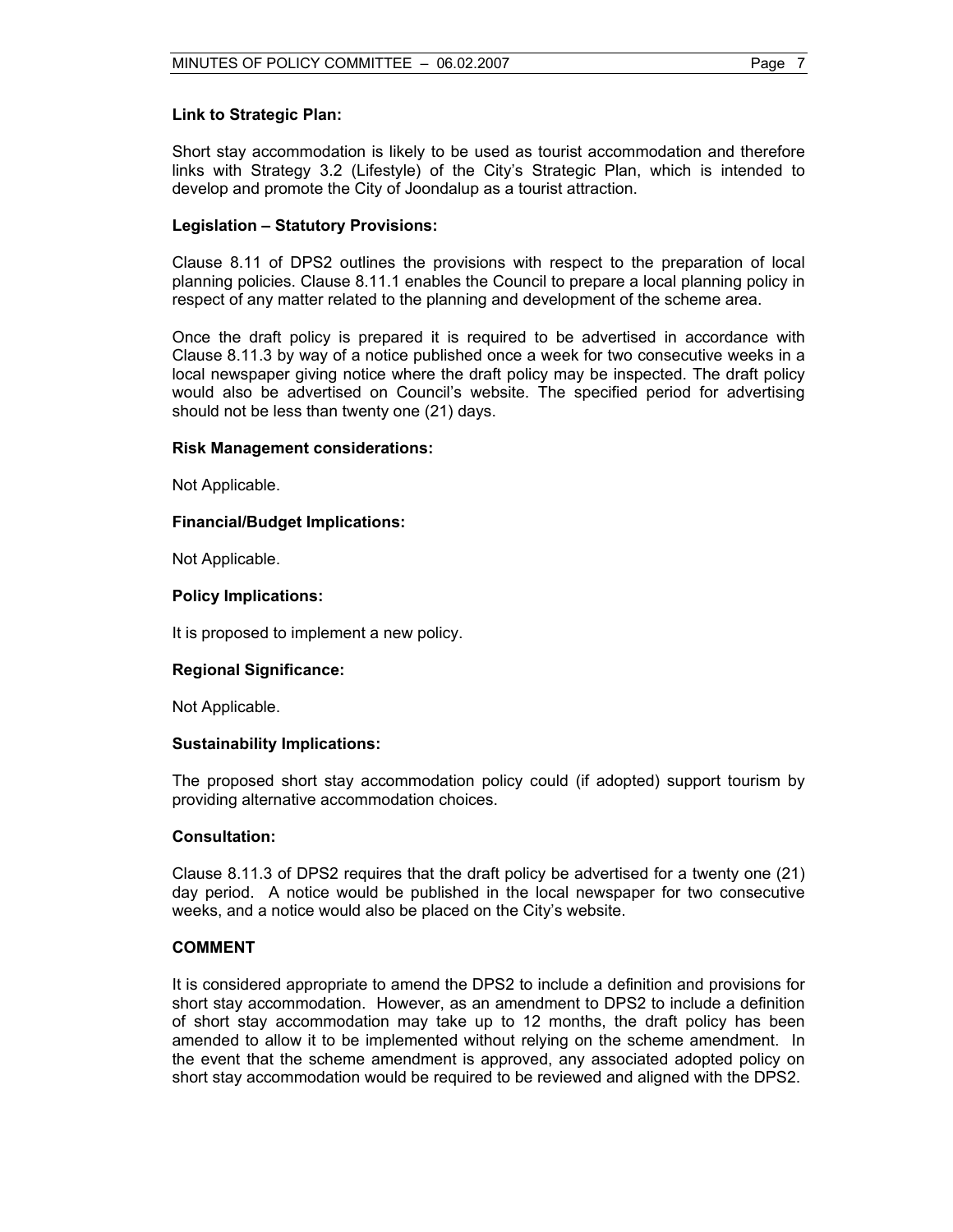**Link to Strategic Plan:**

Short stay accommodation is likely to be used as tourist accommodation and therefore links with Strategy 3.2 (Lifestyle) of the City's Strategic Plan, which is intended to develop and promote the City of Joondalup as a tourist attraction.

**Legislation – Statutory Provisions:**

Clause 8.11 of DPS2 outlines the provisions with respect to the preparation of local planning policies. Clause 8.11.1 enables the Council to prepare a local planning policy in respect of any matter related to the planning and development of the scheme area.

Once the draft policy is prepared it is required to be advertised in accordance with Clause 8.11.3 by way of a notice published once a week for two consecutive weeks in a local newspaper giving notice where the draft policy may be inspected. The draft policy would also be advertised on Council's website. The specified period for advertising should not be less than twenty one (21) days.

**Risk Management considerations:**

Not Applicable.

**Financial/Budget Implications:**

Not Applicable.

**Policy Implications:**

It is proposed to implement a new policy.

**Regional Significance:**

Not Applicable.

**Sustainability Implications:**

The proposed short stay accommodation policy could (if adopted) support tourism by providing alternative accommodation choices.

**Consultation:**

Clause 8.11.3 of DPS2 requires that the draft policy be advertised for a twenty one (21) day period. A notice would be published in the local newspaper for two consecutive weeks, and a notice would also be placed on the City's website.

**COMMENT**

It is considered appropriate to amend the DPS2 to include a definition and provisions for short stay accommodation. However, as an amendment to DPS2 to include a definition of short stay accommodation may take up to 12 months, the draft policy has been amended to allow it to be implemented without relying on the scheme amendment. In the event that the scheme amendment is approved, any associated adopted policy on short stay accommodation would be required to be reviewed and aligned with the DPS2.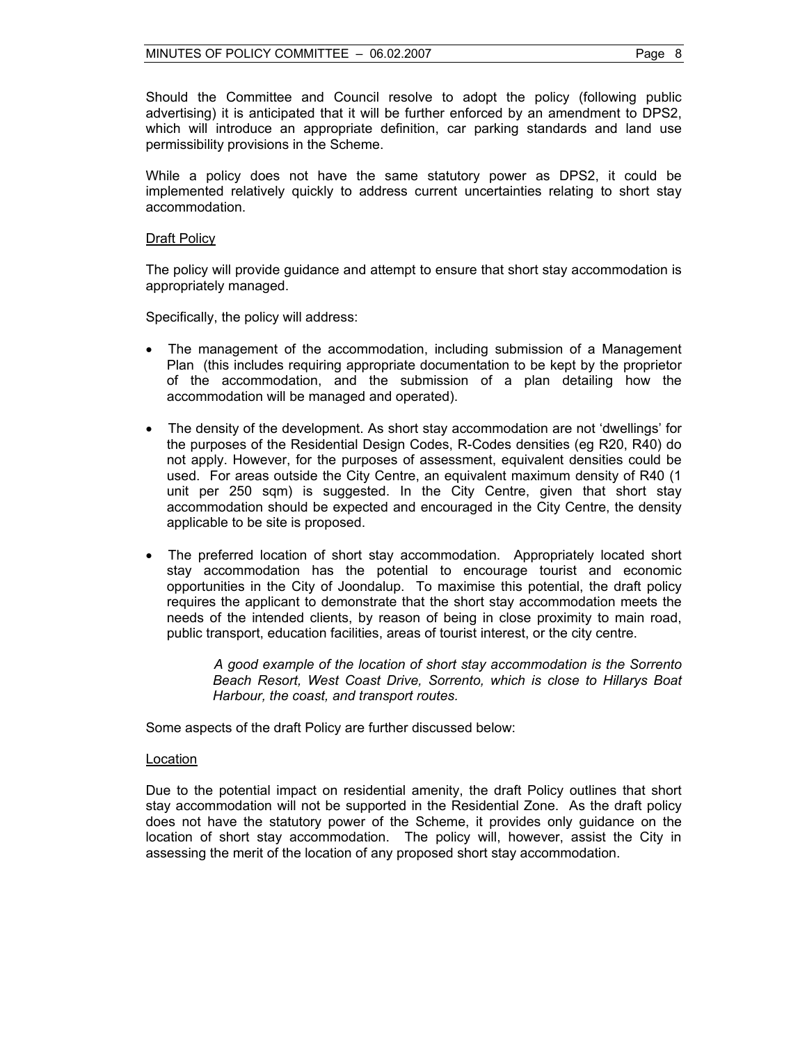Should the Committee and Council resolve to adopt the policy (following public advertising) it is anticipated that it will be further enforced by an amendment to DPS2, which will introduce an appropriate definition, car parking standards and land use permissibility provisions in the Scheme.

While a policy does not have the same statutory power as DPS2, it could be implemented relatively quickly to address current uncertainties relating to short stay accommodation.

<u>Draft Policy</u>

The policy will provide guidance and attempt to ensure that short stay accommodation is appropriately managed.

Specifically, the policy will address:

- The management of the accommodation, including submission of a Management Plan (this includes requiring appropriate documentation to be kept by the proprietor of the accommodation, and the submission of a plan detailing how the accommodation will be managed and operated).

- The density of the development. As short stay accommodation are not 'dwellings' for the purposes of the Residential Design Codes, R-Codes densities (eg R20, R40) do not apply. However, for the purposes of assessment, equivalent densities could be used. For areas outside the City Centre, an equivalent maximum density of R40 (1 unit per 250 sqm) is suggested. In the City Centre, given that short stay accommodation should be expected and encouraged in the City Centre, the density applicable to be site is proposed.

- The preferred location of short stay accommodation. Appropriately located short stay accommodation has the potential to encourage tourist and economic opportunities in the City of Joondalup. To maximise this potential, the draft policy requires the applicant to demonstrate that the short stay accommodation meets the needs of the intended clients, by reason of being in close proximity to main road, public transport, education facilities, areas of tourist interest, or the city centre.

> *A good example of the location of short stay accommodation is the Sorrento Beach Resort, West Coast Drive, Sorrento, which is close to Hillarys Boat Harbour, the coast, and transport routes.*

Some aspects of the draft Policy are further discussed below:

<u>Location</u>

Due to the potential impact on residential amenity, the draft Policy outlines that short stay accommodation will not be supported in the Residential Zone. As the draft policy does not have the statutory power of the Scheme, it provides only guidance on the location of short stay accommodation. The policy will, however, assist the City in assessing the merit of the location of any proposed short stay accommodation.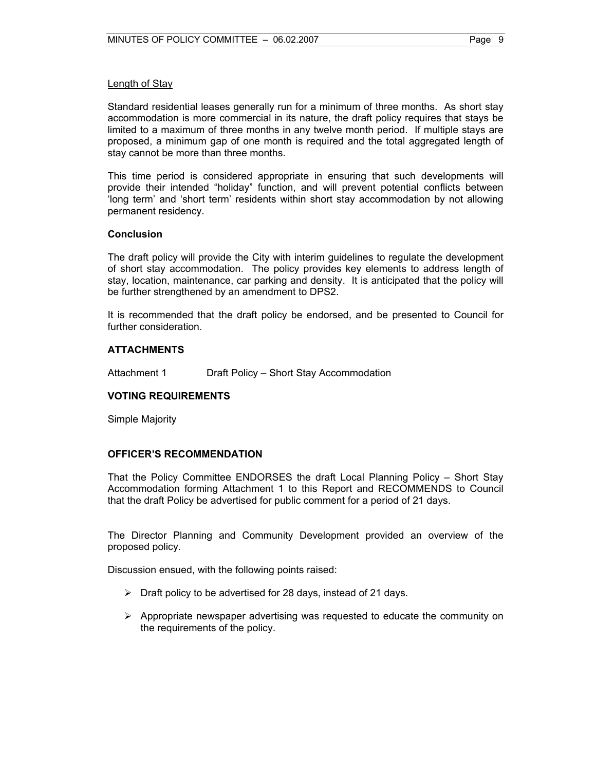Length of Stay

Standard residential leases generally run for a minimum of three months. As short stay accommodation is more commercial in its nature, the draft policy requires that stays be limited to a maximum of three months in any twelve month period. If multiple stays are proposed, a minimum gap of one month is required and the total aggregated length of stay cannot be more than three months.

This time period is considered appropriate in ensuring that such developments will provide their intended "holiday" function, and will prevent potential conflicts between 'long term' and 'short term' residents within short stay accommodation by not allowing permanent residency.

**Conclusion**

The draft policy will provide the City with interim guidelines to regulate the development of short stay accommodation. The policy provides key elements to address length of stay, location, maintenance, car parking and density. It is anticipated that the policy will be further strengthened by an amendment to DPS2.

It is recommended that the draft policy be endorsed, and be presented to Council for further consideration.

**ATTACHMENTS**

Attachment 1 Draft Policy – Short Stay Accommodation

**VOTING REQUIREMENTS**

Simple Majority

**OFFICER'S RECOMMENDATION**

That the Policy Committee ENDORSES the draft Local Planning Policy – Short Stay Accommodation forming Attachment 1 to this Report and RECOMMENDS to Council that the draft Policy be advertised for public comment for a period of 21 days.

The Director Planning and Community Development provided an overview of the proposed policy.

Discussion ensued, with the following points raised:

- Draft policy to be advertised for 28 days, instead of 21 days.
- Appropriate newspaper advertising was requested to educate the community on the requirements of the policy.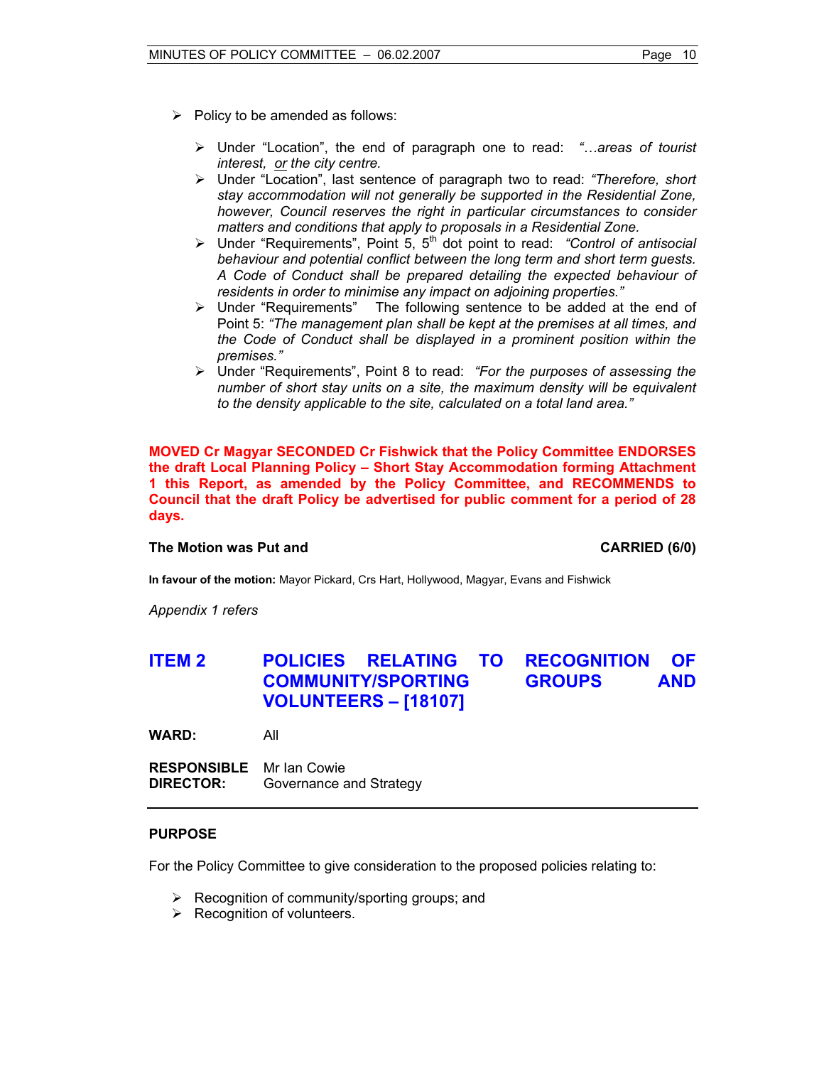- Policy to be amended as follows:

  - Under "Location", the end of paragraph one to read: *"…areas of tourist interest, or the city centre.*
  - Under "Location", last sentence of paragraph two to read: *"Therefore, short stay accommodation will not generally be supported in the Residential Zone, however, Council reserves the right in particular circumstances to consider matters and conditions that apply to proposals in a Residential Zone.*
  - Under "Requirements", Point 5, 5th dot point to read: *"Control of antisocial behaviour and potential conflict between the long term and short term guests. A Code of Conduct shall be prepared detailing the expected behaviour of residents in order to minimise any impact on adjoining properties."*
  - Under "Requirements" The following sentence to be added at the end of Point 5: *"The management plan shall be kept at the premises at all times, and the Code of Conduct shall be displayed in a prominent position within the premises."*
  - Under "Requirements", Point 8 to read: *"For the purposes of assessing the number of short stay units on a site, the maximum density will be equivalent to the density applicable to the site, calculated on a total land area."*

**MOVED Cr Magyar SECONDED Cr Fishwick that the Policy Committee ENDORSES the draft Local Planning Policy – Short Stay Accommodation forming Attachment 1 this Report, as amended by the Policy Committee, and RECOMMENDS to Council that the draft Policy be advertised for public comment for a period of 28 days.**

**The Motion was Put and** **CARRIED (6/0)**

**In favour of the motion:** Mayor Pickard, Crs Hart, Hollywood, Magyar, Evans and Fishwick

*Appendix 1 refers*

## ITEM 2 POLICIES RELATING TO RECOGNITION OF COMMUNITY/SPORTING GROUPS AND VOLUNTEERS – [18107]

**WARD:** All

**RESPONSIBLE DIRECTOR:** Mr Ian Cowie, Governance and Strategy

### PURPOSE

For the Policy Committee to give consideration to the proposed policies relating to:

- Recognition of community/sporting groups; and
- Recognition of volunteers.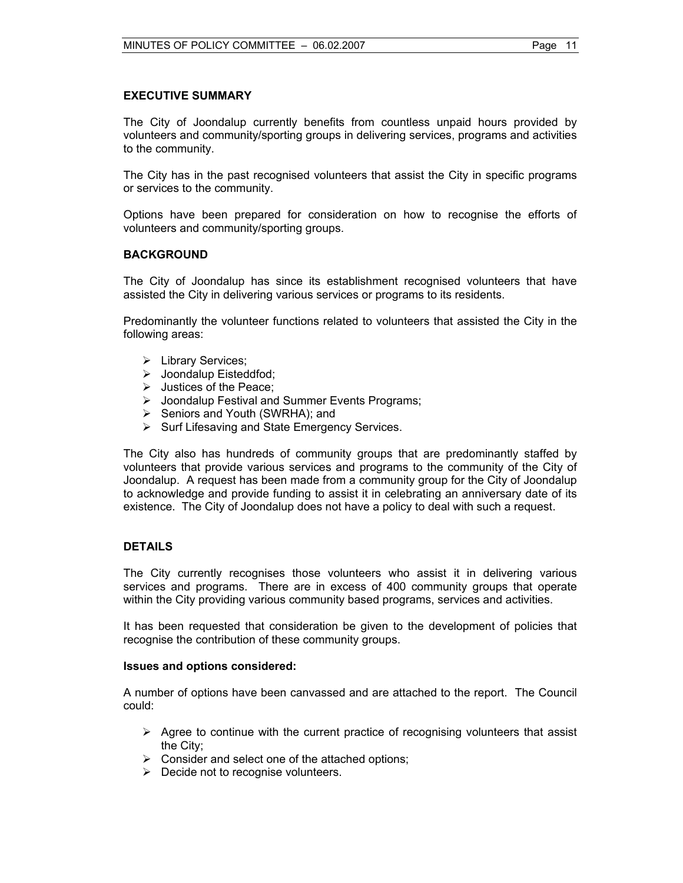**EXECUTIVE SUMMARY**

The City of Joondalup currently benefits from countless unpaid hours provided by volunteers and community/sporting groups in delivering services, programs and activities to the community.

The City has in the past recognised volunteers that assist the City in specific programs or services to the community.

Options have been prepared for consideration on how to recognise the efforts of volunteers and community/sporting groups.

**BACKGROUND**

The City of Joondalup has since its establishment recognised volunteers that have assisted the City in delivering various services or programs to its residents.

Predominantly the volunteer functions related to volunteers that assisted the City in the following areas:

- Library Services;
- Joondalup Eisteddfod;
- Justices of the Peace;
- Joondalup Festival and Summer Events Programs;
- Seniors and Youth (SWRHA); and
- Surf Lifesaving and State Emergency Services.

The City also has hundreds of community groups that are predominantly staffed by volunteers that provide various services and programs to the community of the City of Joondalup. A request has been made from a community group for the City of Joondalup to acknowledge and provide funding to assist it in celebrating an anniversary date of its existence. The City of Joondalup does not have a policy to deal with such a request.

**DETAILS**

The City currently recognises those volunteers who assist it in delivering various services and programs. There are in excess of 400 community groups that operate within the City providing various community based programs, services and activities.

It has been requested that consideration be given to the development of policies that recognise the contribution of these community groups.

**Issues and options considered:**

A number of options have been canvassed and are attached to the report. The Council could:

- Agree to continue with the current practice of recognising volunteers that assist the City;
- Consider and select one of the attached options;
- Decide not to recognise volunteers.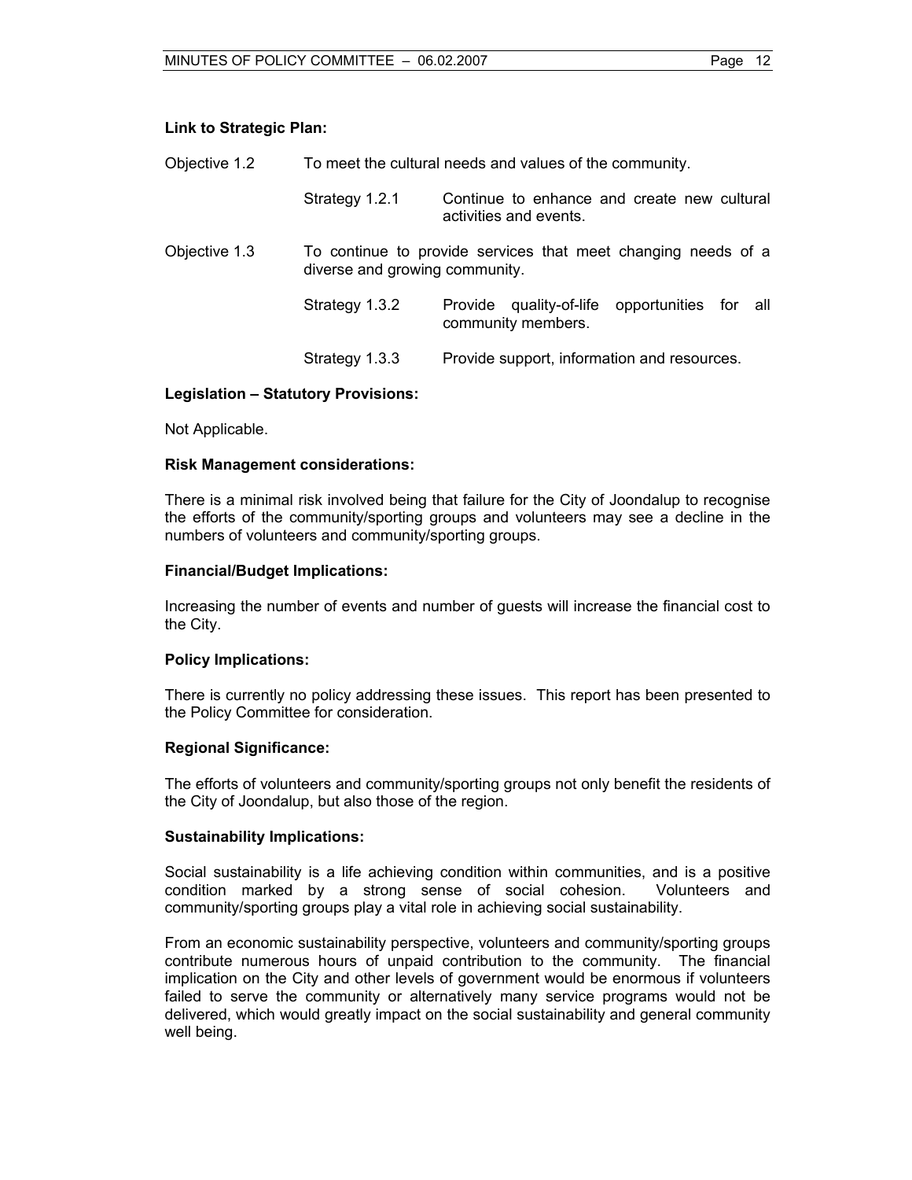**Link to Strategic Plan:**

Objective 1.2 To meet the cultural needs and values of the community.

- Strategy 1.2.1 Continue to enhance and create new cultural activities and events.

Objective 1.3 To continue to provide services that meet changing needs of a diverse and growing community.

- Strategy 1.3.2 Provide quality-of-life opportunities for all community members.
- Strategy 1.3.3 Provide support, information and resources.

**Legislation – Statutory Provisions:**

Not Applicable.

**Risk Management considerations:**

There is a minimal risk involved being that failure for the City of Joondalup to recognise the efforts of the community/sporting groups and volunteers may see a decline in the numbers of volunteers and community/sporting groups.

**Financial/Budget Implications:**

Increasing the number of events and number of guests will increase the financial cost to the City.

**Policy Implications:**

There is currently no policy addressing these issues. This report has been presented to the Policy Committee for consideration.

**Regional Significance:**

The efforts of volunteers and community/sporting groups not only benefit the residents of the City of Joondalup, but also those of the region.

**Sustainability Implications:**

Social sustainability is a life achieving condition within communities, and is a positive condition marked by a strong sense of social cohesion. Volunteers and community/sporting groups play a vital role in achieving social sustainability.

From an economic sustainability perspective, volunteers and community/sporting groups contribute numerous hours of unpaid contribution to the community. The financial implication on the City and other levels of government would be enormous if volunteers failed to serve the community or alternatively many service programs would not be delivered, which would greatly impact on the social sustainability and general community well being.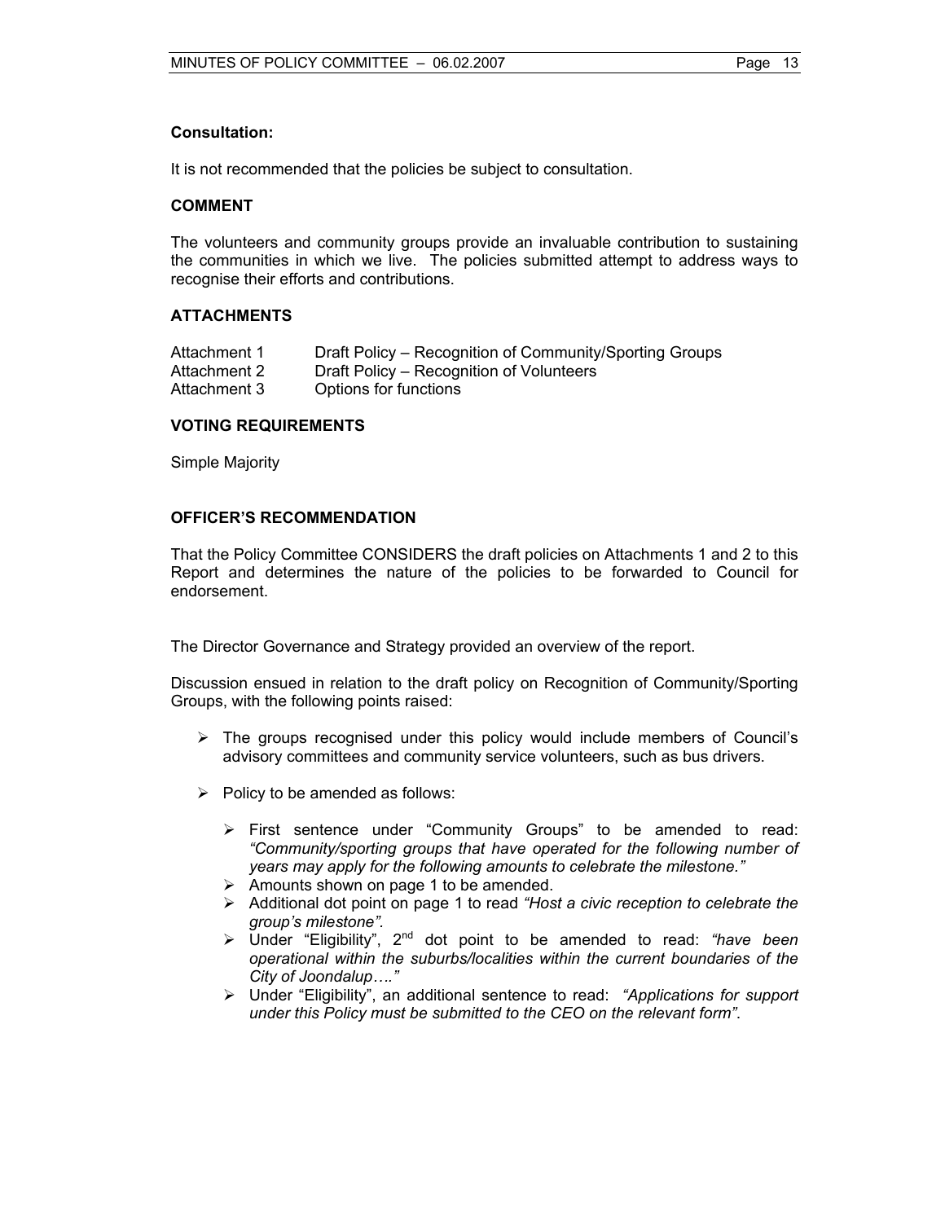**Consultation:**

It is not recommended that the policies be subject to consultation.

**COMMENT**

The volunteers and community groups provide an invaluable contribution to sustaining the communities in which we live. The policies submitted attempt to address ways to recognise their efforts and contributions.

**ATTACHMENTS**

| | |
|---|---|
| Attachment 1 | Draft Policy – Recognition of Community/Sporting Groups |
| Attachment 2 | Draft Policy – Recognition of Volunteers |
| Attachment 3 | Options for functions |

**VOTING REQUIREMENTS**

Simple Majority

**OFFICER'S RECOMMENDATION**

That the Policy Committee CONSIDERS the draft policies on Attachments 1 and 2 to this Report and determines the nature of the policies to be forwarded to Council for endorsement.

The Director Governance and Strategy provided an overview of the report.

Discussion ensued in relation to the draft policy on Recognition of Community/Sporting Groups, with the following points raised:

- The groups recognised under this policy would include members of Council's advisory committees and community service volunteers, such as bus drivers.
- Policy to be amended as follows:
  - First sentence under "Community Groups" to be amended to read: *"Community/sporting groups that have operated for the following number of years may apply for the following amounts to celebrate the milestone."*
  - Amounts shown on page 1 to be amended.
  - Additional dot point on page 1 to read *"Host a civic reception to celebrate the group's milestone"*.
  - Under "Eligibility", 2nd dot point to be amended to read: *"have been operational within the suburbs/localities within the current boundaries of the City of Joondalup…."*
  - Under "Eligibility", an additional sentence to read: *"Applications for support under this Policy must be submitted to the CEO on the relevant form"*.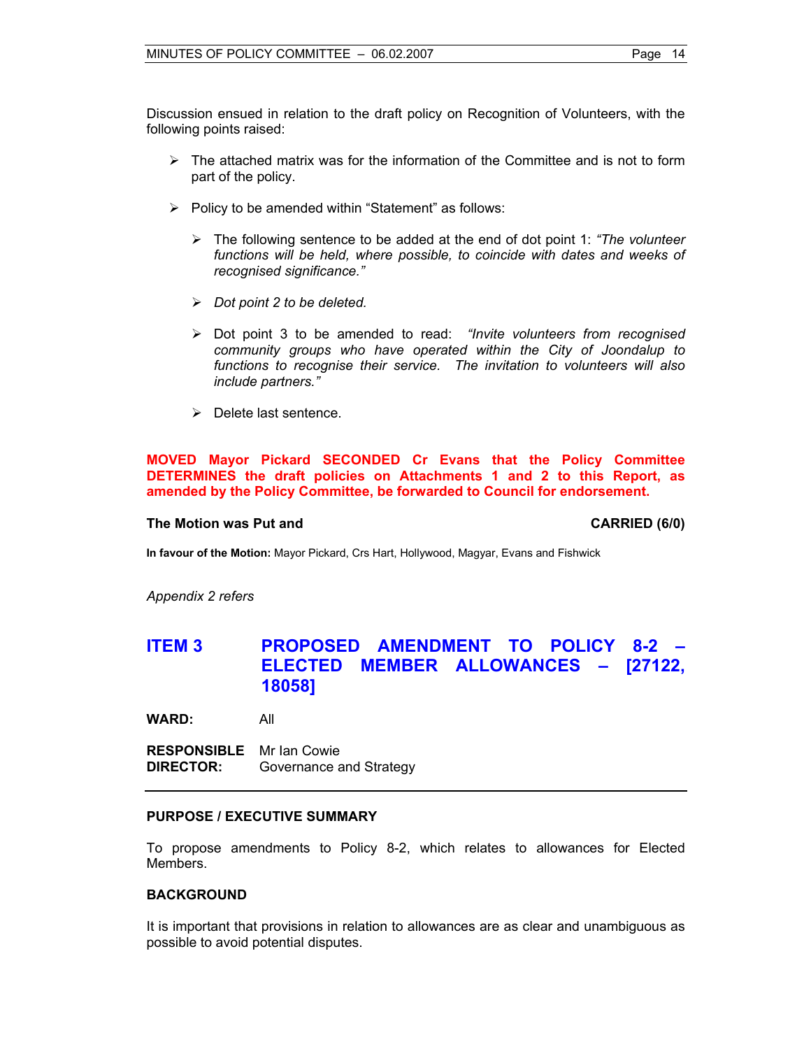Discussion ensued in relation to the draft policy on Recognition of Volunteers, with the following points raised:

- The attached matrix was for the information of the Committee and is not to form part of the policy.

- Policy to be amended within "Statement" as follows:

  - The following sentence to be added at the end of dot point 1: *"The volunteer functions will be held, where possible, to coincide with dates and weeks of recognised significance."*

  - *Dot point 2 to be deleted.*

  - Dot point 3 to be amended to read: *"Invite volunteers from recognised community groups who have operated within the City of Joondalup to functions to recognise their service. The invitation to volunteers will also include partners."*

  - Delete last sentence.

**MOVED Mayor Pickard SECONDED Cr Evans that the Policy Committee DETERMINES the draft policies on Attachments 1 and 2 to this Report, as amended by the Policy Committee, be forwarded to Council for endorsement.**

**The Motion was Put and CARRIED (6/0)**

**In favour of the Motion:** Mayor Pickard, Crs Hart, Hollywood, Magyar, Evans and Fishwick

*Appendix 2 refers*

## ITEM 3 PROPOSED AMENDMENT TO POLICY 8-2 – ELECTED MEMBER ALLOWANCES – [27122, 18058]

**WARD:** All

**RESPONSIBLE DIRECTOR:** Mr Ian Cowie
Governance and Strategy

---

**PURPOSE / EXECUTIVE SUMMARY**

To propose amendments to Policy 8-2, which relates to allowances for Elected Members.

**BACKGROUND**

It is important that provisions in relation to allowances are as clear and unambiguous as possible to avoid potential disputes.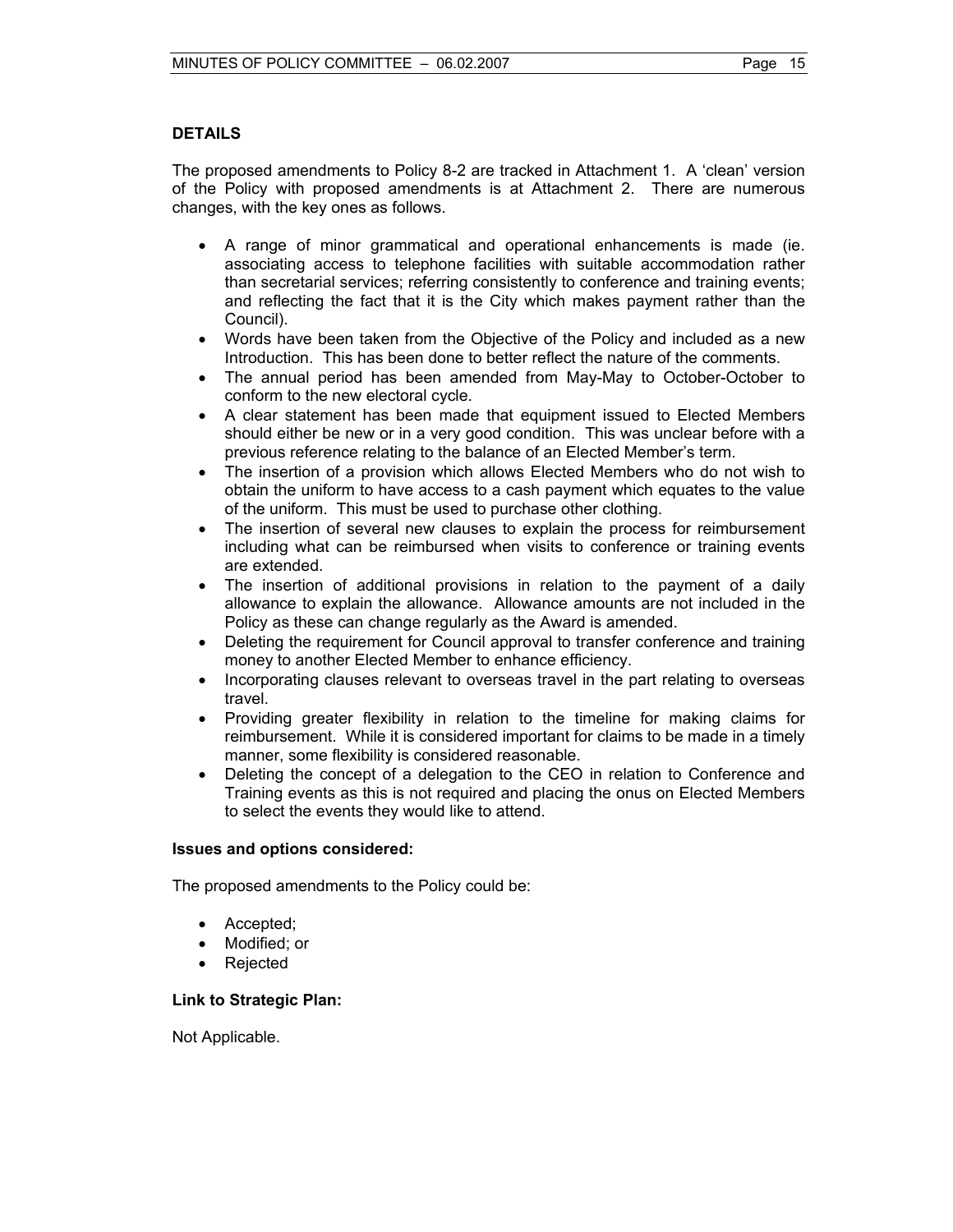## DETAILS

The proposed amendments to Policy 8-2 are tracked in Attachment 1. A 'clean' version of the Policy with proposed amendments is at Attachment 2. There are numerous changes, with the key ones as follows.

- A range of minor grammatical and operational enhancements is made (ie. associating access to telephone facilities with suitable accommodation rather than secretarial services; referring consistently to conference and training events; and reflecting the fact that it is the City which makes payment rather than the Council).
- Words have been taken from the Objective of the Policy and included as a new Introduction. This has been done to better reflect the nature of the comments.
- The annual period has been amended from May-May to October-October to conform to the new electoral cycle.
- A clear statement has been made that equipment issued to Elected Members should either be new or in a very good condition. This was unclear before with a previous reference relating to the balance of an Elected Member's term.
- The insertion of a provision which allows Elected Members who do not wish to obtain the uniform to have access to a cash payment which equates to the value of the uniform. This must be used to purchase other clothing.
- The insertion of several new clauses to explain the process for reimbursement including what can be reimbursed when visits to conference or training events are extended.
- The insertion of additional provisions in relation to the payment of a daily allowance to explain the allowance. Allowance amounts are not included in the Policy as these can change regularly as the Award is amended.
- Deleting the requirement for Council approval to transfer conference and training money to another Elected Member to enhance efficiency.
- Incorporating clauses relevant to overseas travel in the part relating to overseas travel.
- Providing greater flexibility in relation to the timeline for making claims for reimbursement. While it is considered important for claims to be made in a timely manner, some flexibility is considered reasonable.
- Deleting the concept of a delegation to the CEO in relation to Conference and Training events as this is not required and placing the onus on Elected Members to select the events they would like to attend.

**Issues and options considered:**

The proposed amendments to the Policy could be:

- Accepted;
- Modified; or
- Rejected

**Link to Strategic Plan:**

Not Applicable.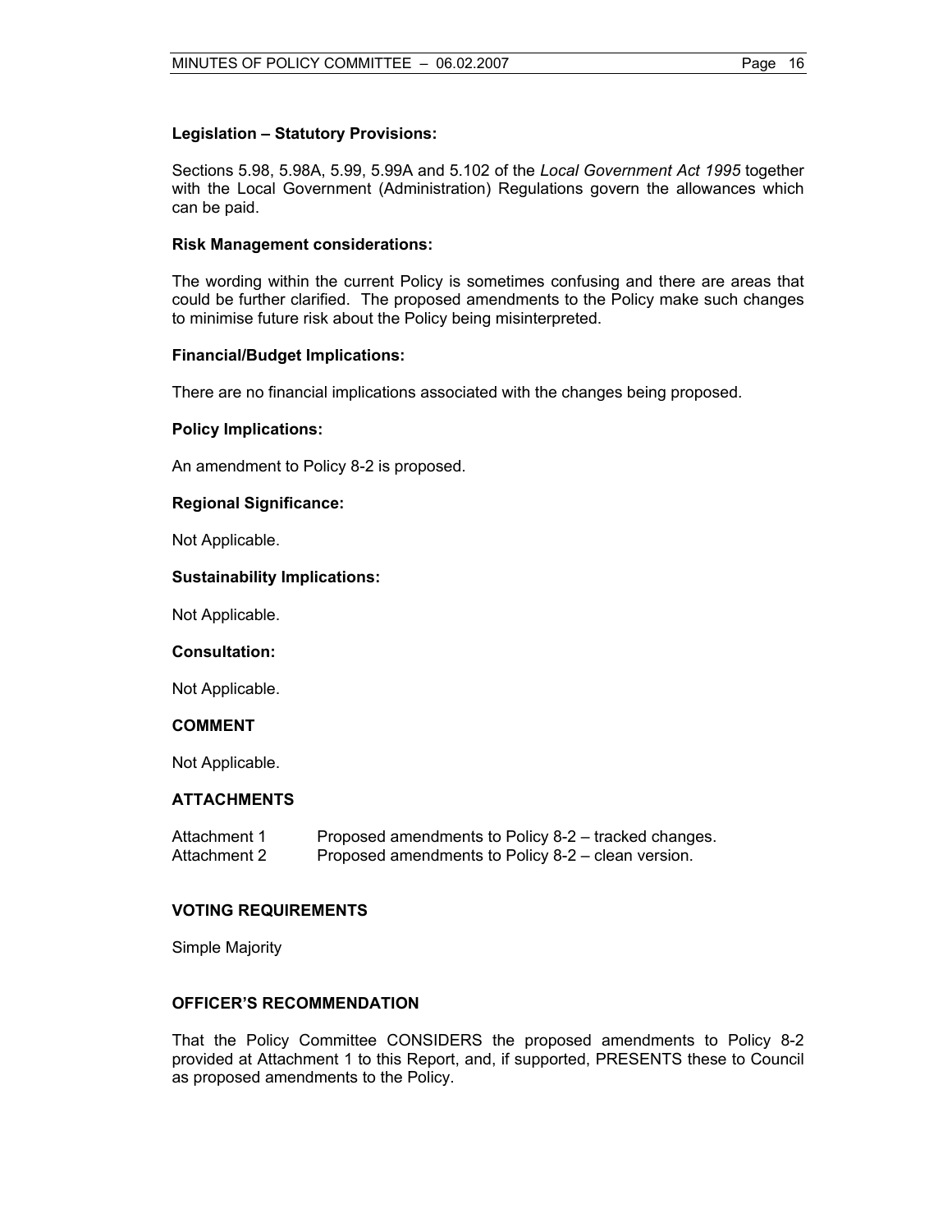**Legislation – Statutory Provisions:**

Sections 5.98, 5.98A, 5.99, 5.99A and 5.102 of the *Local Government Act 1995* together with the Local Government (Administration) Regulations govern the allowances which can be paid.

**Risk Management considerations:**

The wording within the current Policy is sometimes confusing and there are areas that could be further clarified. The proposed amendments to the Policy make such changes to minimise future risk about the Policy being misinterpreted.

**Financial/Budget Implications:**

There are no financial implications associated with the changes being proposed.

**Policy Implications:**

An amendment to Policy 8-2 is proposed.

**Regional Significance:**

Not Applicable.

**Sustainability Implications:**

Not Applicable.

**Consultation:**

Not Applicable.

## COMMENT

Not Applicable.

## ATTACHMENTS

| | |
|---|---|
| Attachment 1 | Proposed amendments to Policy 8-2 – tracked changes. |
| Attachment 2 | Proposed amendments to Policy 8-2 – clean version. |

## VOTING REQUIREMENTS

Simple Majority

## OFFICER'S RECOMMENDATION

That the Policy Committee CONSIDERS the proposed amendments to Policy 8-2 provided at Attachment 1 to this Report, and, if supported, PRESENTS these to Council as proposed amendments to the Policy.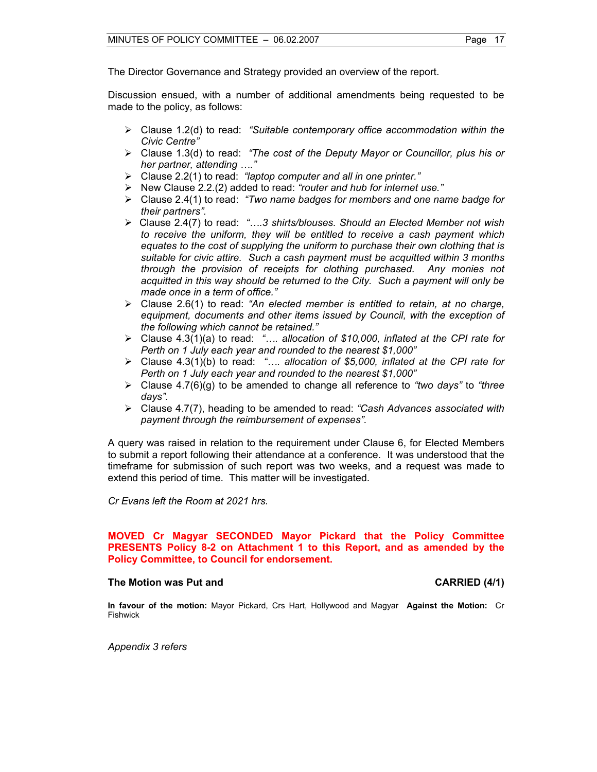The Director Governance and Strategy provided an overview of the report.

Discussion ensued, with a number of additional amendments being requested to be made to the policy, as follows:

- Clause 1.2(d) to read: *"Suitable contemporary office accommodation within the Civic Centre"*
- Clause 1.3(d) to read: *"The cost of the Deputy Mayor or Councillor, plus his or her partner, attending …."*
- Clause 2.2(1) to read: *"laptop computer and all in one printer."*
- New Clause 2.2.(2) added to read: *"router and hub for internet use."*
- Clause 2.4(1) to read: *"Two name badges for members and one name badge for their partners".*
- Clause 2.4(7) to read: *"….3 shirts/blouses. Should an Elected Member not wish to receive the uniform, they will be entitled to receive a cash payment which equates to the cost of supplying the uniform to purchase their own clothing that is suitable for civic attire. Such a cash payment must be acquitted within 3 months through the provision of receipts for clothing purchased. Any monies not acquitted in this way should be returned to the City. Such a payment will only be made once in a term of office."*
- Clause 2.6(1) to read: *"An elected member is entitled to retain, at no charge, equipment, documents and other items issued by Council, with the exception of the following which cannot be retained."*
- Clause 4.3(1)(a) to read: *"…. allocation of $10,000, inflated at the CPI rate for Perth on 1 July each year and rounded to the nearest $1,000"*
- Clause 4.3(1)(b) to read: *"…. allocation of $5,000, inflated at the CPI rate for Perth on 1 July each year and rounded to the nearest $1,000"*
- Clause 4.7(6)(g) to be amended to change all reference to *"two days"* to *"three days".*
- Clause 4.7(7), heading to be amended to read: *"Cash Advances associated with payment through the reimbursement of expenses".*

A query was raised in relation to the requirement under Clause 6, for Elected Members to submit a report following their attendance at a conference. It was understood that the timeframe for submission of such report was two weeks, and a request was made to extend this period of time. This matter will be investigated.

*Cr Evans left the Room at 2021 hrs.*

**MOVED Cr Magyar SECONDED Mayor Pickard that the Policy Committee PRESENTS Policy 8-2 on Attachment 1 to this Report, and as amended by the Policy Committee, to Council for endorsement.**

**The Motion was Put and CARRIED (4/1)**

**In favour of the motion:** Mayor Pickard, Crs Hart, Hollywood and Magyar **Against the Motion:** Cr Fishwick

*Appendix 3 refers*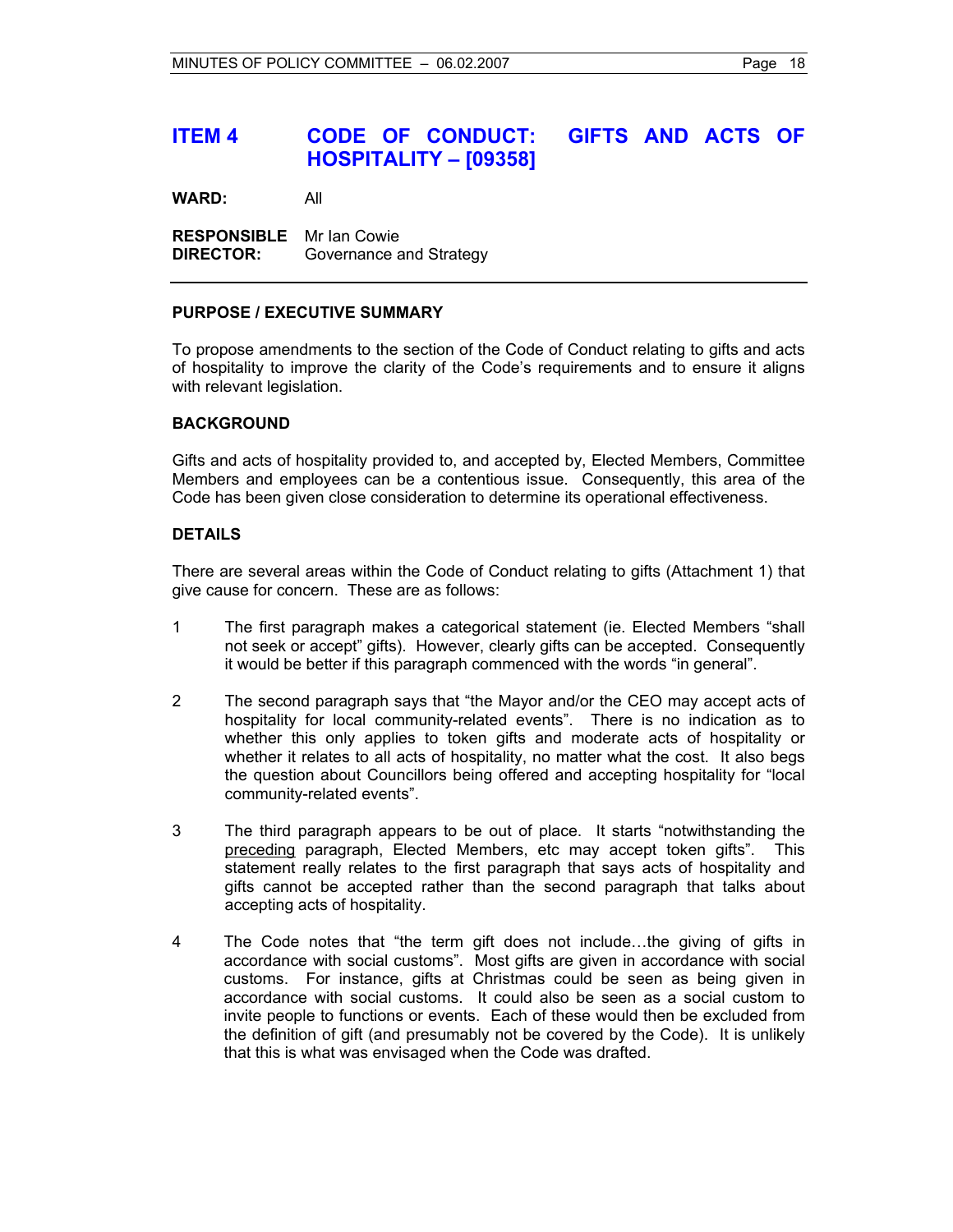## ITEM 4 CODE OF CONDUCT: GIFTS AND ACTS OF HOSPITALITY – [09358]

**WARD:** All

**RESPONSIBLE DIRECTOR:** Mr Ian Cowie
Governance and Strategy

---

### PURPOSE / EXECUTIVE SUMMARY

To propose amendments to the section of the Code of Conduct relating to gifts and acts of hospitality to improve the clarity of the Code's requirements and to ensure it aligns with relevant legislation.

### BACKGROUND

Gifts and acts of hospitality provided to, and accepted by, Elected Members, Committee Members and employees can be a contentious issue. Consequently, this area of the Code has been given close consideration to determine its operational effectiveness.

### DETAILS

There are several areas within the Code of Conduct relating to gifts (Attachment 1) that give cause for concern. These are as follows:

1. The first paragraph makes a categorical statement (ie. Elected Members "shall not seek or accept" gifts). However, clearly gifts can be accepted. Consequently it would be better if this paragraph commenced with the words "in general".

2. The second paragraph says that "the Mayor and/or the CEO may accept acts of hospitality for local community-related events". There is no indication as to whether this only applies to token gifts and moderate acts of hospitality or whether it relates to all acts of hospitality, no matter what the cost. It also begs the question about Councillors being offered and accepting hospitality for "local community-related events".

3. The third paragraph appears to be out of place. It starts "notwithstanding the <u>preceding</u> paragraph, Elected Members, etc may accept token gifts". This statement really relates to the first paragraph that says acts of hospitality and gifts cannot be accepted rather than the second paragraph that talks about accepting acts of hospitality.

4. The Code notes that "the term gift does not include…the giving of gifts in accordance with social customs". Most gifts are given in accordance with social customs. For instance, gifts at Christmas could be seen as being given in accordance with social customs. It could also be seen as a social custom to invite people to functions or events. Each of these would then be excluded from the definition of gift (and presumably not be covered by the Code). It is unlikely that this is what was envisaged when the Code was drafted.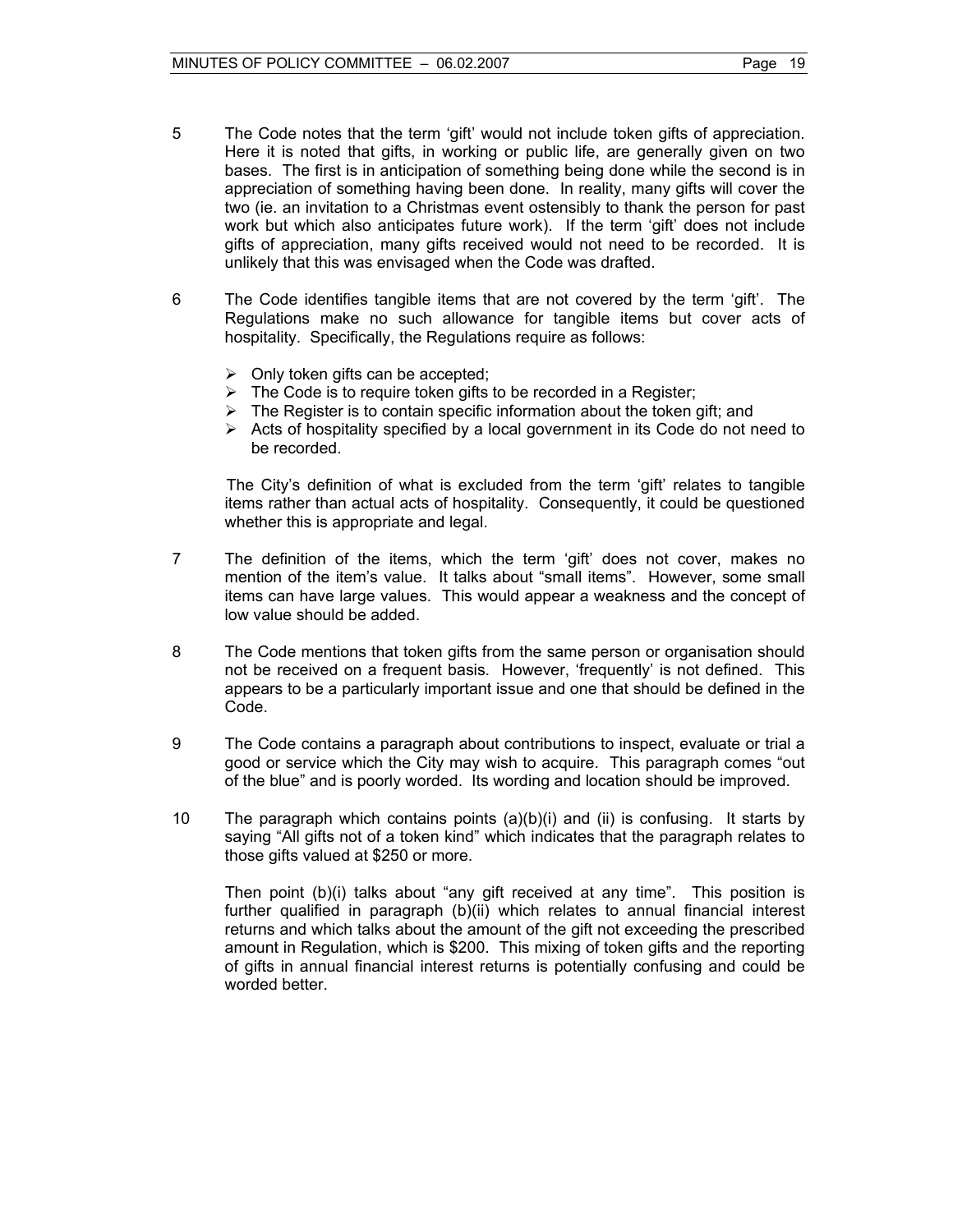5 The Code notes that the term 'gift' would not include token gifts of appreciation. Here it is noted that gifts, in working or public life, are generally given on two bases. The first is in anticipation of something being done while the second is in appreciation of something having been done. In reality, many gifts will cover the two (ie. an invitation to a Christmas event ostensibly to thank the person for past work but which also anticipates future work). If the term 'gift' does not include gifts of appreciation, many gifts received would not need to be recorded. It is unlikely that this was envisaged when the Code was drafted.

6 The Code identifies tangible items that are not covered by the term 'gift'. The Regulations make no such allowance for tangible items but cover acts of hospitality. Specifically, the Regulations require as follows:

- Only token gifts can be accepted;
- The Code is to require token gifts to be recorded in a Register;
- The Register is to contain specific information about the token gift; and
- Acts of hospitality specified by a local government in its Code do not need to be recorded.

The City's definition of what is excluded from the term 'gift' relates to tangible items rather than actual acts of hospitality. Consequently, it could be questioned whether this is appropriate and legal.

7 The definition of the items, which the term 'gift' does not cover, makes no mention of the item's value. It talks about "small items". However, some small items can have large values. This would appear a weakness and the concept of low value should be added.

8 The Code mentions that token gifts from the same person or organisation should not be received on a frequent basis. However, 'frequently' is not defined. This appears to be a particularly important issue and one that should be defined in the Code.

9 The Code contains a paragraph about contributions to inspect, evaluate or trial a good or service which the City may wish to acquire. This paragraph comes "out of the blue" and is poorly worded. Its wording and location should be improved.

10 The paragraph which contains points (a)(b)(i) and (ii) is confusing. It starts by saying "All gifts not of a token kind" which indicates that the paragraph relates to those gifts valued at $250 or more.

Then point (b)(i) talks about "any gift received at any time". This position is further qualified in paragraph (b)(ii) which relates to annual financial interest returns and which talks about the amount of the gift not exceeding the prescribed amount in Regulation, which is $200. This mixing of token gifts and the reporting of gifts in annual financial interest returns is potentially confusing and could be worded better.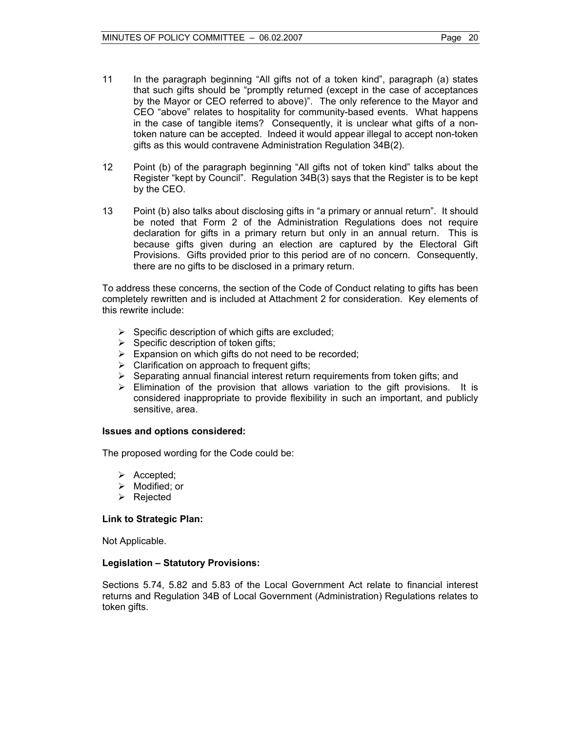11 In the paragraph beginning "All gifts not of a token kind", paragraph (a) states that such gifts should be "promptly returned (except in the case of acceptances by the Mayor or CEO referred to above)". The only reference to the Mayor and CEO "above" relates to hospitality for community-based events. What happens in the case of tangible items? Consequently, it is unclear what gifts of a non-token nature can be accepted. Indeed it would appear illegal to accept non-token gifts as this would contravene Administration Regulation 34B(2).

12 Point (b) of the paragraph beginning "All gifts not of token kind" talks about the Register "kept by Council". Regulation 34B(3) says that the Register is to be kept by the CEO.

13 Point (b) also talks about disclosing gifts in "a primary or annual return". It should be noted that Form 2 of the Administration Regulations does not require declaration for gifts in a primary return but only in an annual return. This is because gifts given during an election are captured by the Electoral Gift Provisions. Gifts provided prior to this period are of no concern. Consequently, there are no gifts to be disclosed in a primary return.

To address these concerns, the section of the Code of Conduct relating to gifts has been completely rewritten and is included at Attachment 2 for consideration. Key elements of this rewrite include:

- Specific description of which gifts are excluded;
- Specific description of token gifts;
- Expansion on which gifts do not need to be recorded;
- Clarification on approach to frequent gifts;
- Separating annual financial interest return requirements from token gifts; and
- Elimination of the provision that allows variation to the gift provisions. It is considered inappropriate to provide flexibility in such an important, and publicly sensitive, area.

**Issues and options considered:**

The proposed wording for the Code could be:

- Accepted;
- Modified; or
- Rejected

**Link to Strategic Plan:**

Not Applicable.

**Legislation – Statutory Provisions:**

Sections 5.74, 5.82 and 5.83 of the Local Government Act relate to financial interest returns and Regulation 34B of Local Government (Administration) Regulations relates to token gifts.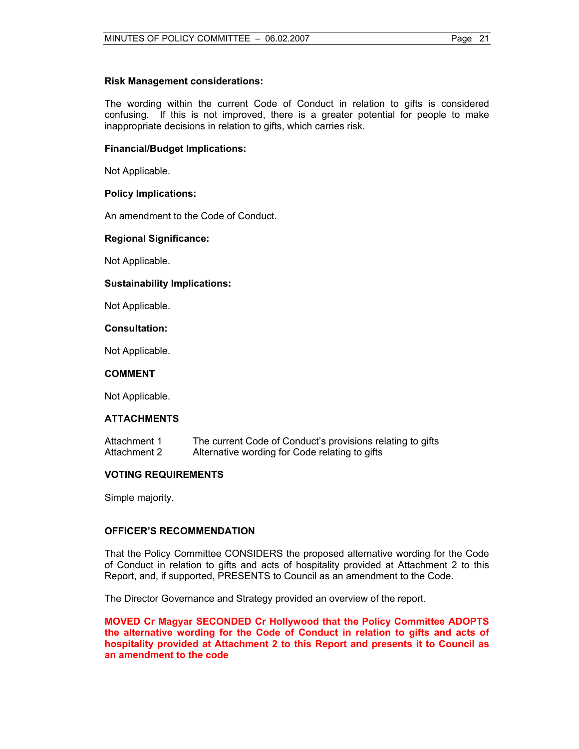**Risk Management considerations:**

The wording within the current Code of Conduct in relation to gifts is considered confusing. If this is not improved, there is a greater potential for people to make inappropriate decisions in relation to gifts, which carries risk.

**Financial/Budget Implications:**

Not Applicable.

**Policy Implications:**

An amendment to the Code of Conduct.

**Regional Significance:**

Not Applicable.

**Sustainability Implications:**

Not Applicable.

**Consultation:**

Not Applicable.

**COMMENT**

Not Applicable.

**ATTACHMENTS**

| | |
|---|---|
| Attachment 1 | The current Code of Conduct's provisions relating to gifts |
| Attachment 2 | Alternative wording for Code relating to gifts |

**VOTING REQUIREMENTS**

Simple majority.

**OFFICER'S RECOMMENDATION**

That the Policy Committee CONSIDERS the proposed alternative wording for the Code of Conduct in relation to gifts and acts of hospitality provided at Attachment 2 to this Report, and, if supported, PRESENTS to Council as an amendment to the Code.

The Director Governance and Strategy provided an overview of the report.

**MOVED Cr Magyar SECONDED Cr Hollywood that the Policy Committee ADOPTS the alternative wording for the Code of Conduct in relation to gifts and acts of hospitality provided at Attachment 2 to this Report and presents it to Council as an amendment to the code**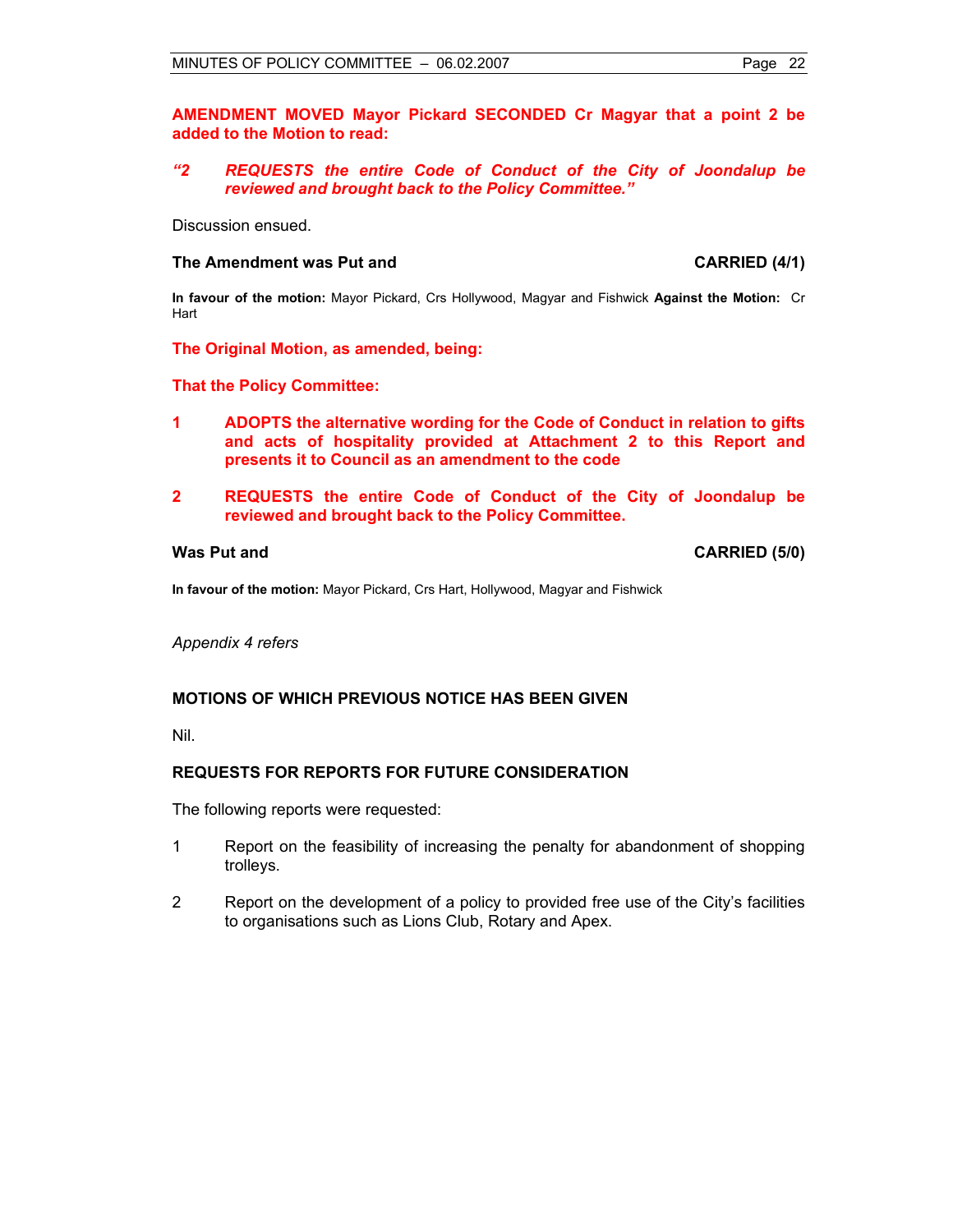**AMENDMENT MOVED Mayor Pickard SECONDED Cr Magyar that a point 2 be added to the Motion to read:**

***"2 REQUESTS the entire Code of Conduct of the City of Joondalup be reviewed and brought back to the Policy Committee."***

Discussion ensued.

**The Amendment was Put and CARRIED (4/1)**

**In favour of the motion:** Mayor Pickard, Crs Hollywood, Magyar and Fishwick **Against the Motion:** Cr Hart

**The Original Motion, as amended, being:**

**That the Policy Committee:**

1. **ADOPTS the alternative wording for the Code of Conduct in relation to gifts and acts of hospitality provided at Attachment 2 to this Report and presents it to Council as an amendment to the code**

2. **REQUESTS the entire Code of Conduct of the City of Joondalup be reviewed and brought back to the Policy Committee.**

**Was Put and CARRIED (5/0)**

**In favour of the motion:** Mayor Pickard, Crs Hart, Hollywood, Magyar and Fishwick

*Appendix 4 refers*

## MOTIONS OF WHICH PREVIOUS NOTICE HAS BEEN GIVEN

Nil.

## REQUESTS FOR REPORTS FOR FUTURE CONSIDERATION

The following reports were requested:

1. Report on the feasibility of increasing the penalty for abandonment of shopping trolleys.

2. Report on the development of a policy to provided free use of the City's facilities to organisations such as Lions Club, Rotary and Apex.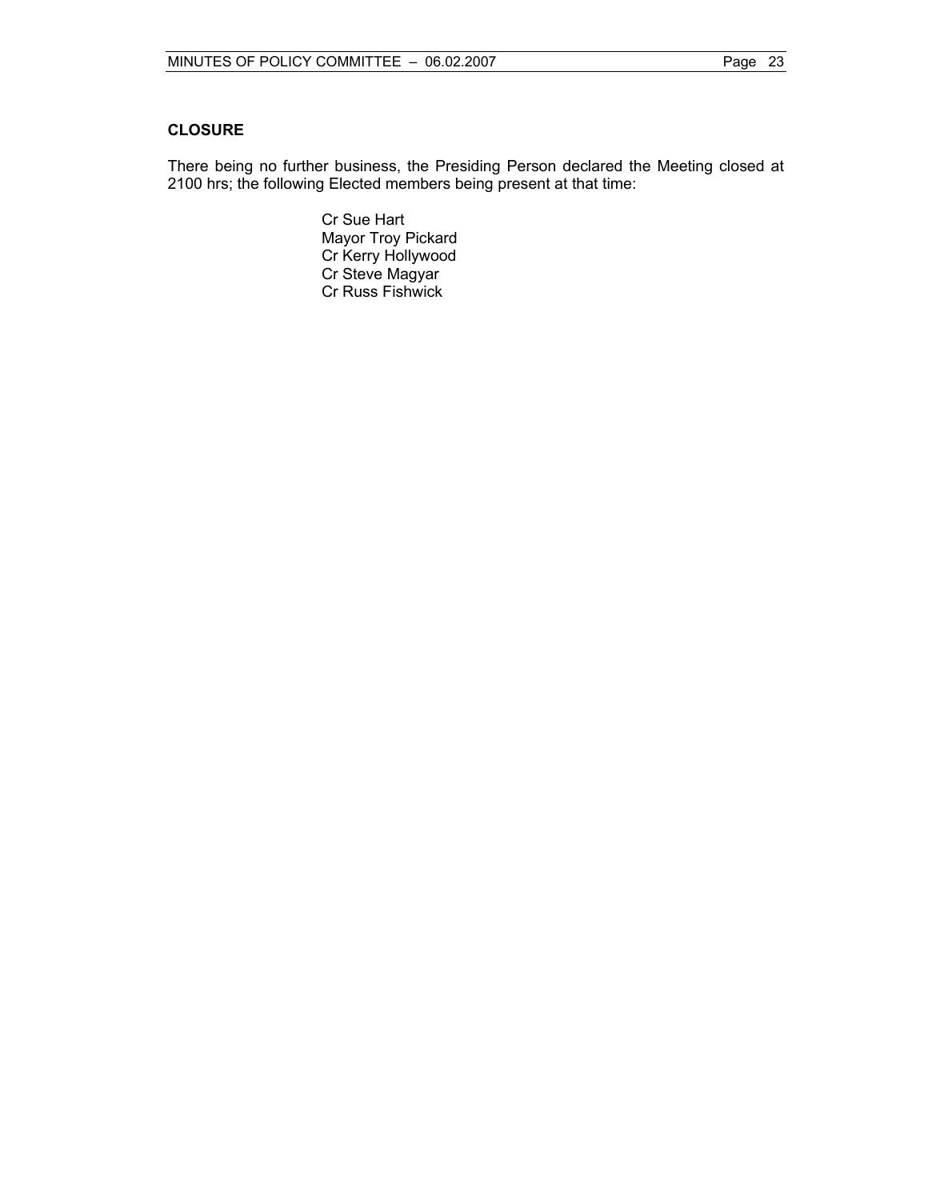## CLOSURE

There being no further business, the Presiding Person declared the Meeting closed at 2100 hrs; the following Elected members being present at that time:

Cr Sue Hart
Mayor Troy Pickard
Cr Kerry Hollywood
Cr Steve Magyar
Cr Russ Fishwick